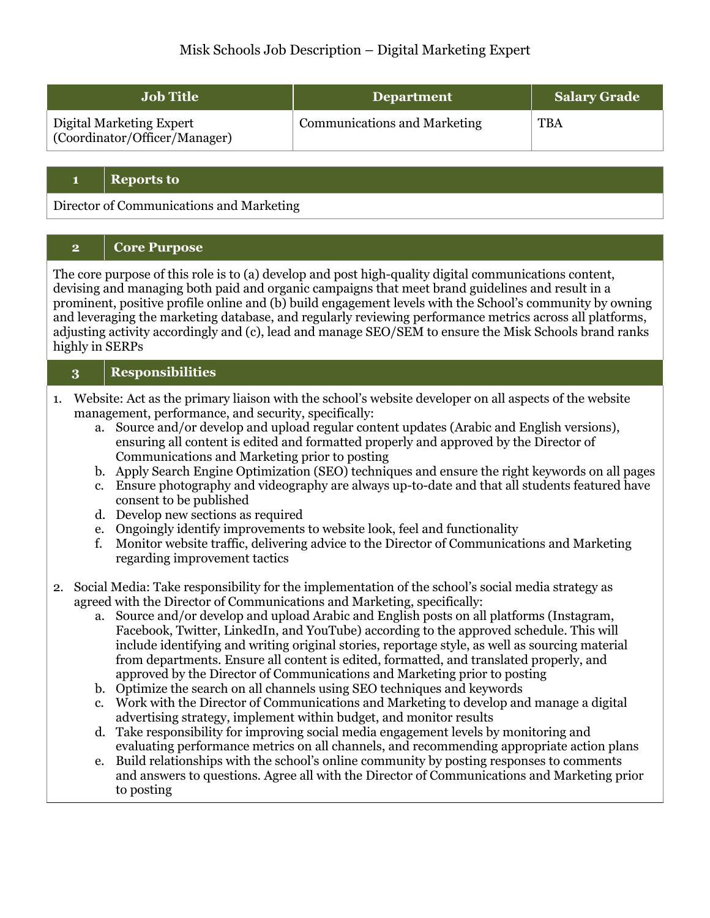# Misk Schools Job Description – Digital Marketing Expert

| Job Title | Department | Salary Grade |
|---|---|---|
| Digital Marketing Expert (Coordinator/Officer/Manager) | Communications and Marketing | TBA |

## 1 Reports to

Director of Communications and Marketing

## 2 Core Purpose

The core purpose of this role is to (a) develop and post high-quality digital communications content, devising and managing both paid and organic campaigns that meet brand guidelines and result in a prominent, positive profile online and (b) build engagement levels with the School's community by owning and leveraging the marketing database, and regularly reviewing performance metrics across all platforms, adjusting activity accordingly and (c), lead and manage SEO/SEM to ensure the Misk Schools brand ranks highly in SERPs

## 3 Responsibilities

1. Website: Act as the primary liaison with the school's website developer on all aspects of the website management, performance, and security, specifically:
    a. Source and/or develop and upload regular content updates (Arabic and English versions), ensuring all content is edited and formatted properly and approved by the Director of Communications and Marketing prior to posting
    b. Apply Search Engine Optimization (SEO) techniques and ensure the right keywords on all pages
    c. Ensure photography and videography are always up-to-date and that all students featured have consent to be published
    d. Develop new sections as required
    e. Ongoingly identify improvements to website look, feel and functionality
    f. Monitor website traffic, delivering advice to the Director of Communications and Marketing regarding improvement tactics

2. Social Media: Take responsibility for the implementation of the school's social media strategy as agreed with the Director of Communications and Marketing, specifically:
    a. Source and/or develop and upload Arabic and English posts on all platforms (Instagram, Facebook, Twitter, LinkedIn, and YouTube) according to the approved schedule. This will include identifying and writing original stories, reportage style, as well as sourcing material from departments. Ensure all content is edited, formatted, and translated properly, and approved by the Director of Communications and Marketing prior to posting
    b. Optimize the search on all channels using SEO techniques and keywords
    c. Work with the Director of Communications and Marketing to develop and manage a digital advertising strategy, implement within budget, and monitor results
    d. Take responsibility for improving social media engagement levels by monitoring and evaluating performance metrics on all channels, and recommending appropriate action plans
    e. Build relationships with the school's online community by posting responses to comments and answers to questions. Agree all with the Director of Communications and Marketing prior to posting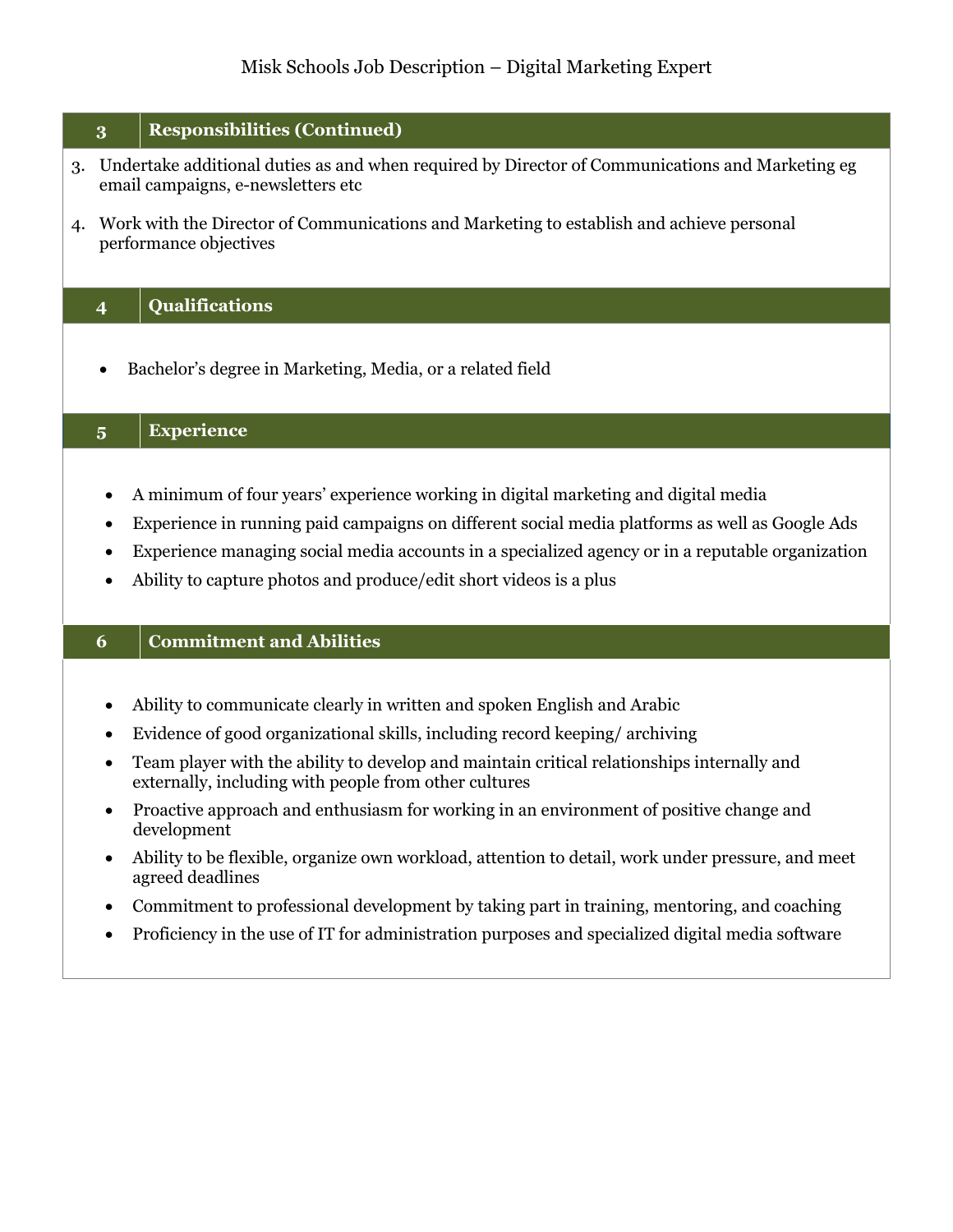## 3 Responsibilities (Continued)

3. Undertake additional duties as and when required by Director of Communications and Marketing eg email campaigns, e-newsletters etc
4. Work with the Director of Communications and Marketing to establish and achieve personal performance objectives

## 4 Qualifications

- Bachelor's degree in Marketing, Media, or a related field

## 5 Experience

- A minimum of four years' experience working in digital marketing and digital media
- Experience in running paid campaigns on different social media platforms as well as Google Ads
- Experience managing social media accounts in a specialized agency or in a reputable organization
- Ability to capture photos and produce/edit short videos is a plus

## 6 Commitment and Abilities

- Ability to communicate clearly in written and spoken English and Arabic
- Evidence of good organizational skills, including record keeping/ archiving
- Team player with the ability to develop and maintain critical relationships internally and externally, including with people from other cultures
- Proactive approach and enthusiasm for working in an environment of positive change and development
- Ability to be flexible, organize own workload, attention to detail, work under pressure, and meet agreed deadlines
- Commitment to professional development by taking part in training, mentoring, and coaching
- Proficiency in the use of IT for administration purposes and specialized digital media software